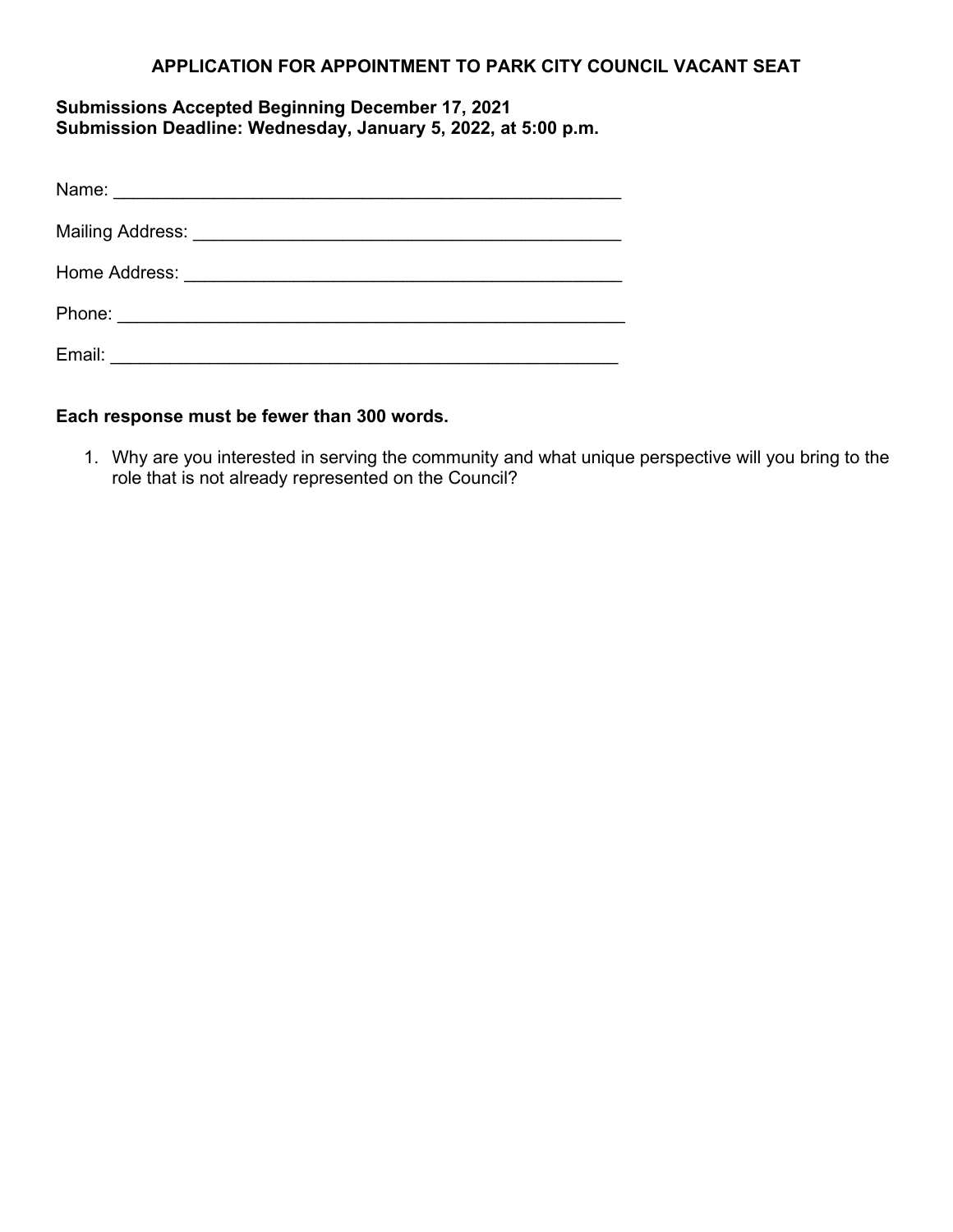# APPLICATION FOR APPOINTMENT TO PARK CITY COUNCIL VACANT SEAT

**Submissions Accepted Beginning December 17, 2021**
**Submission Deadline: Wednesday, January 5, 2022, at 5:00 p.m.**

Name: ____________________________________________________

Mailing Address: ____________________________________________

Home Address: ______________________________________________

Phone: ____________________________________________________

Email: ____________________________________________________

**Each response must be fewer than 300 words.**

1. Why are you interested in serving the community and what unique perspective will you bring to the role that is not already represented on the Council?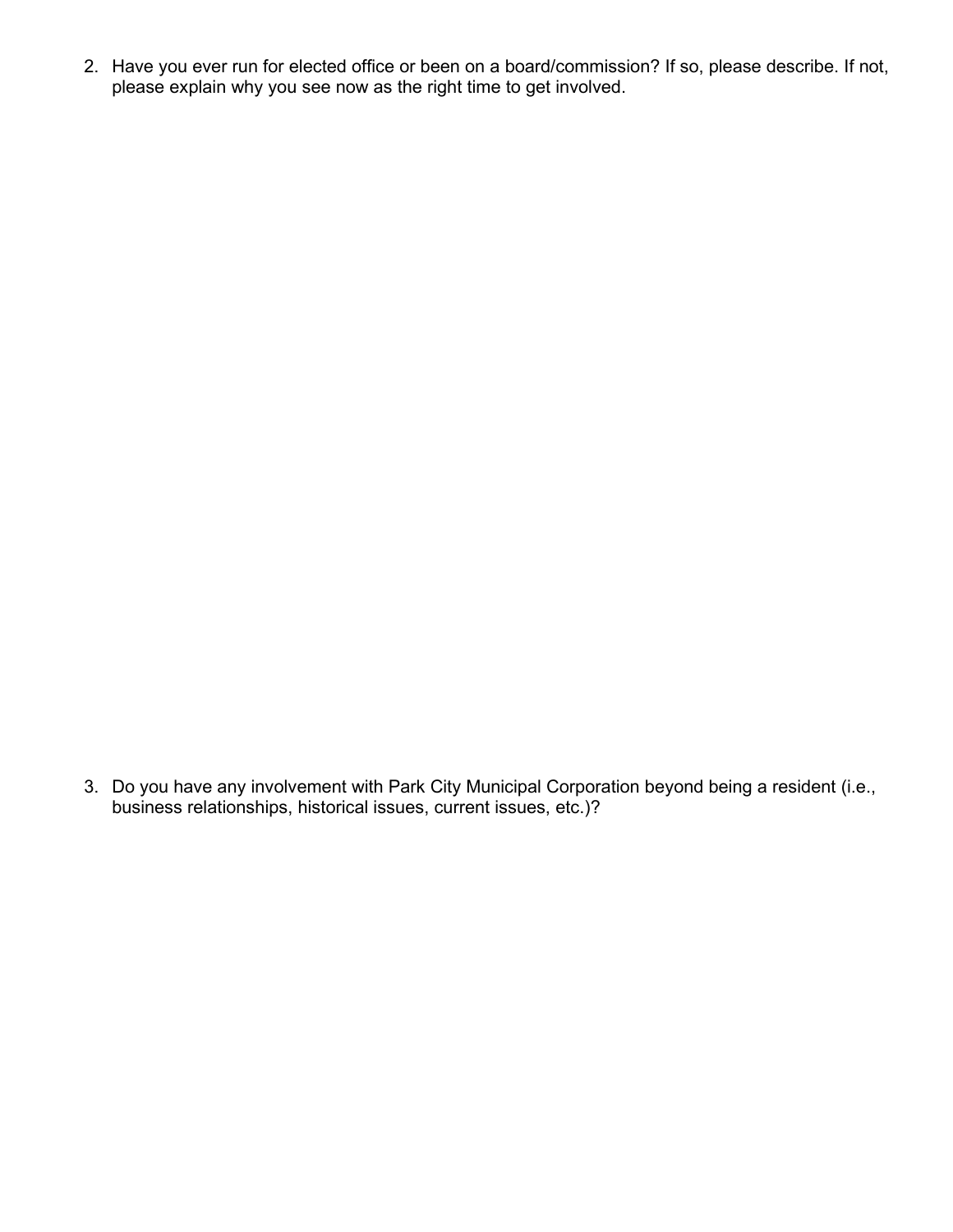2. Have you ever run for elected office or been on a board/commission? If so, please describe. If not, please explain why you see now as the right time to get involved.

3. Do you have any involvement with Park City Municipal Corporation beyond being a resident (i.e., business relationships, historical issues, current issues, etc.)?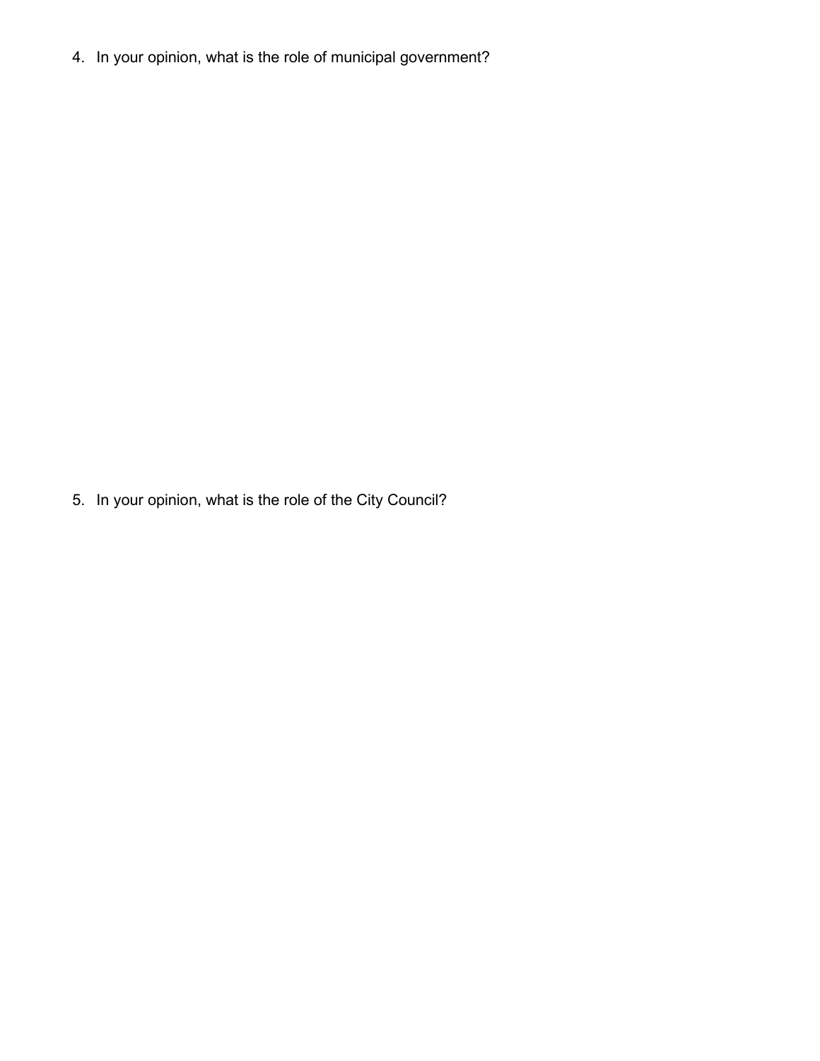4. In your opinion, what is the role of municipal government?

5. In your opinion, what is the role of the City Council?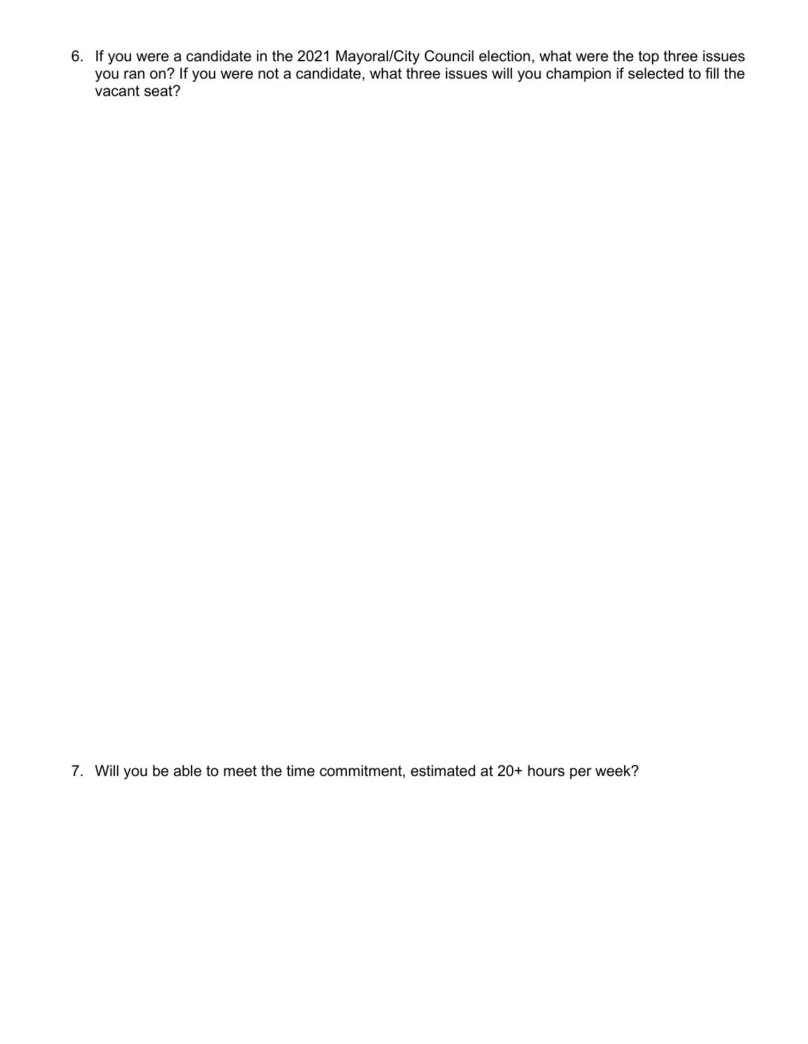6. If you were a candidate in the 2021 Mayoral/City Council election, what were the top three issues you ran on? If you were not a candidate, what three issues will you champion if selected to fill the vacant seat?

7. Will you be able to meet the time commitment, estimated at 20+ hours per week?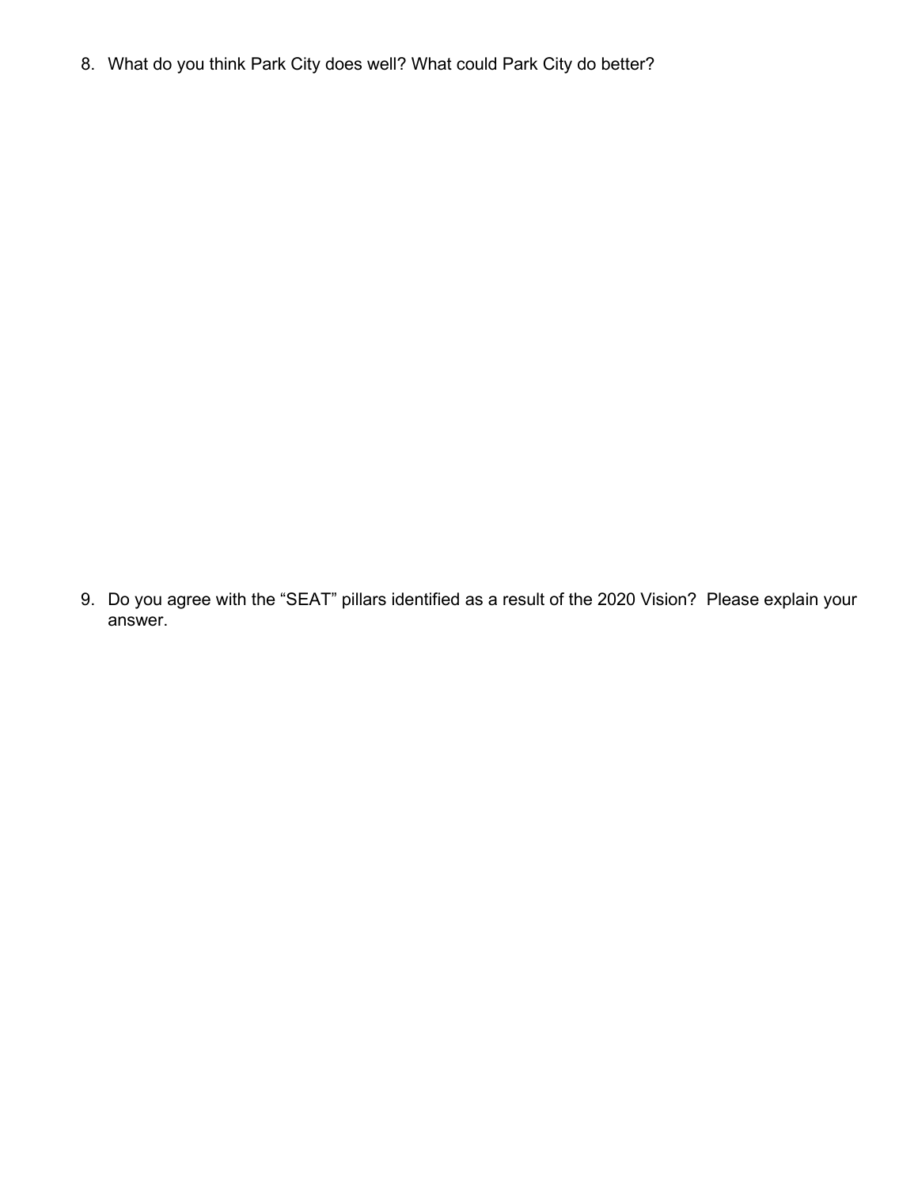8. What do you think Park City does well? What could Park City do better?

9. Do you agree with the "SEAT" pillars identified as a result of the 2020 Vision? Please explain your answer.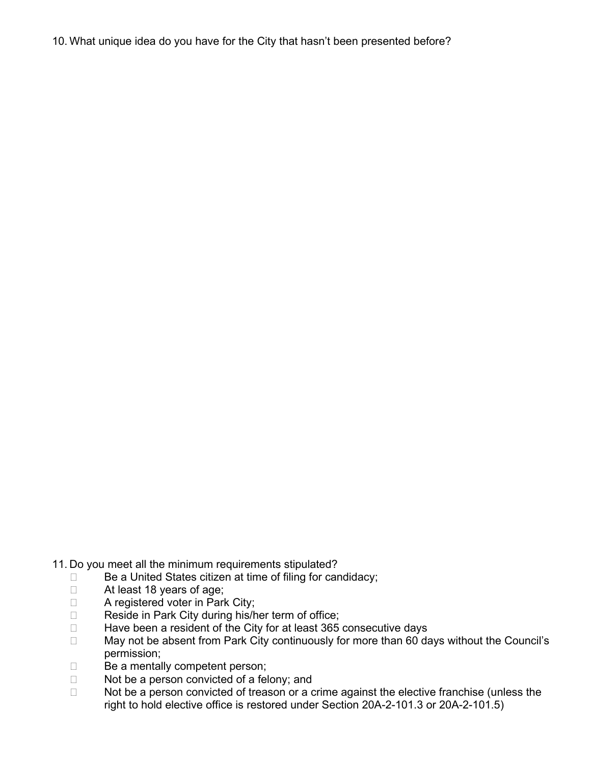10. What unique idea do you have for the City that hasn't been presented before?

11. Do you meet all the minimum requirements stipulated?
    - ☐ Be a United States citizen at time of filing for candidacy;
    - ☐ At least 18 years of age;
    - ☐ A registered voter in Park City;
    - ☐ Reside in Park City during his/her term of office;
    - ☐ Have been a resident of the City for at least 365 consecutive days
    - ☐ May not be absent from Park City continuously for more than 60 days without the Council's permission;
    - ☐ Be a mentally competent person;
    - ☐ Not be a person convicted of a felony; and
    - ☐ Not be a person convicted of treason or a crime against the elective franchise (unless the right to hold elective office is restored under Section 20A-2-101.3 or 20A-2-101.5)